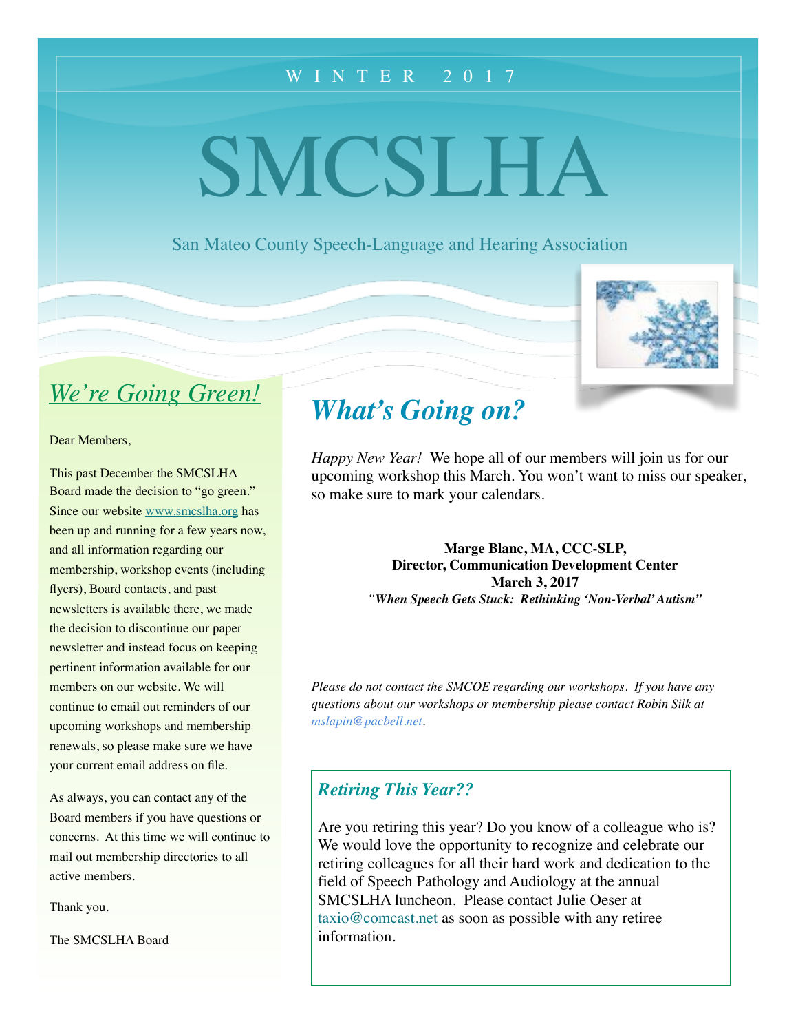WINTER 2017

# SMCSLHA

San Mateo County Speech-Language and Hearing Association

## *We're Going Green!*

Dear Members,

This past December the SMCSLHA Board made the decision to "go green." Since our website www.smcslha.org has been up and running for a few years now, and all information regarding our membership, workshop events (including flyers), Board contacts, and past newsletters is available there, we made the decision to discontinue our paper newsletter and instead focus on keeping pertinent information available for our members on our website. We will continue to email out reminders of our upcoming workshops and membership renewals, so please make sure we have your current email address on file.

As always, you can contact any of the Board members if you have questions or concerns. At this time we will continue to mail out membership directories to all active members.

Thank you.

The SMCSLHA Board

## *What's Going on?*

*Happy New Year!* We hope all of our members will join us for our upcoming workshop this March. You won't want to miss our speaker, so make sure to mark your calendars.

**Marge Blanc, MA, CCC-SLP,**
**Director, Communication Development Center**
**March 3, 2017**
***"When Speech Gets Stuck: Rethinking 'Non-Verbal' Autism"***

*Please do not contact the SMCOE regarding our workshops. If you have any questions about our workshops or membership please contact Robin Silk at mslapin@pacbell.net.*

### *Retiring This Year??*

Are you retiring this year? Do you know of a colleague who is? We would love the opportunity to recognize and celebrate our retiring colleagues for all their hard work and dedication to the field of Speech Pathology and Audiology at the annual SMCSLHA luncheon. Please contact Julie Oeser at taxio@comcast.net as soon as possible with any retiree information.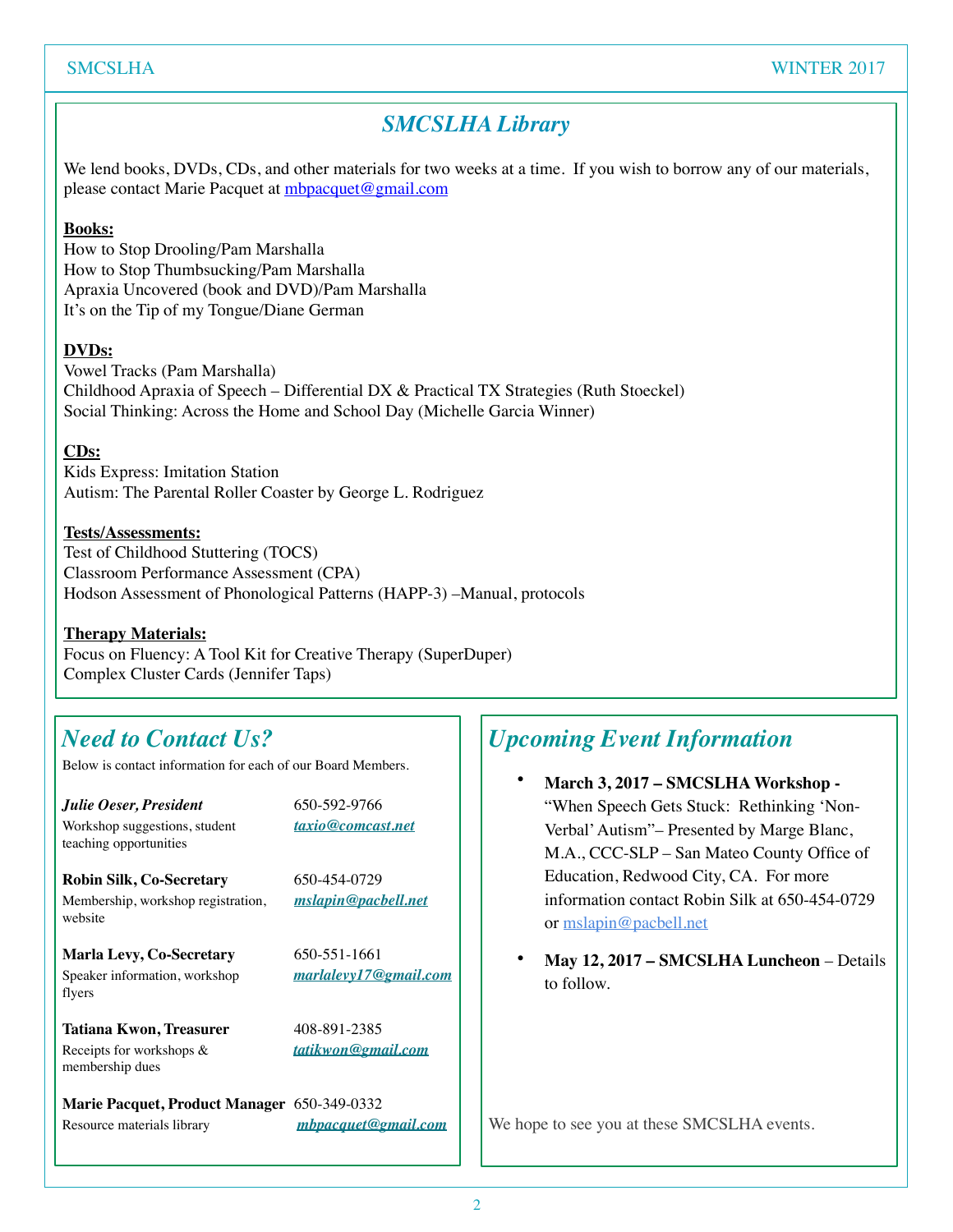## *SMCSLHA Library*

We lend books, DVDs, CDs, and other materials for two weeks at a time. If you wish to borrow any of our materials, please contact Marie Pacquet at mbpacquet@gmail.com

**Books:**

How to Stop Drooling/Pam Marshalla
How to Stop Thumbsucking/Pam Marshalla
Apraxia Uncovered (book and DVD)/Pam Marshalla
It's on the Tip of my Tongue/Diane German

**DVDs:**

Vowel Tracks (Pam Marshalla)
Childhood Apraxia of Speech – Differential DX & Practical TX Strategies (Ruth Stoeckel)
Social Thinking: Across the Home and School Day (Michelle Garcia Winner)

**CDs:**

Kids Express: Imitation Station
Autism: The Parental Roller Coaster by George L. Rodriguez

**Tests/Assessments:**

Test of Childhood Stuttering (TOCS)
Classroom Performance Assessment (CPA)
Hodson Assessment of Phonological Patterns (HAPP-3) –Manual, protocols

**Therapy Materials:**

Focus on Fluency: A Tool Kit for Creative Therapy (SuperDuper)
Complex Cluster Cards (Jennifer Taps)

## *Need to Contact Us?*

Below is contact information for each of our Board Members.

***Julie Oeser, President*** — 650-592-9766
Workshop suggestions, student teaching opportunities — ***taxio@comcast.net***

**Robin Silk, Co-Secretary** — 650-454-0729
Membership, workshop registration, website — ***mslapin@pacbell.net***

**Marla Levy, Co-Secretary** — 650-551-1661
Speaker information, workshop flyers — ***marlalevy17@gmail.com***

**Tatiana Kwon, Treasurer** — 408-891-2385
Receipts for workshops & membership dues — ***tatikwon@gmail.com***

**Marie Pacquet, Product Manager** — 650-349-0332
Resource materials library — ***mbpacquet@gmail.com***

## *Upcoming Event Information*

- **March 3, 2017 – SMCSLHA Workshop -** "When Speech Gets Stuck: Rethinking 'Non-Verbal' Autism"– Presented by Marge Blanc, M.A., CCC-SLP – San Mateo County Office of Education, Redwood City, CA. For more information contact Robin Silk at 650-454-0729 or mslapin@pacbell.net
- **May 12, 2017 – SMCSLHA Luncheon** – Details to follow.

We hope to see you at these SMCSLHA events.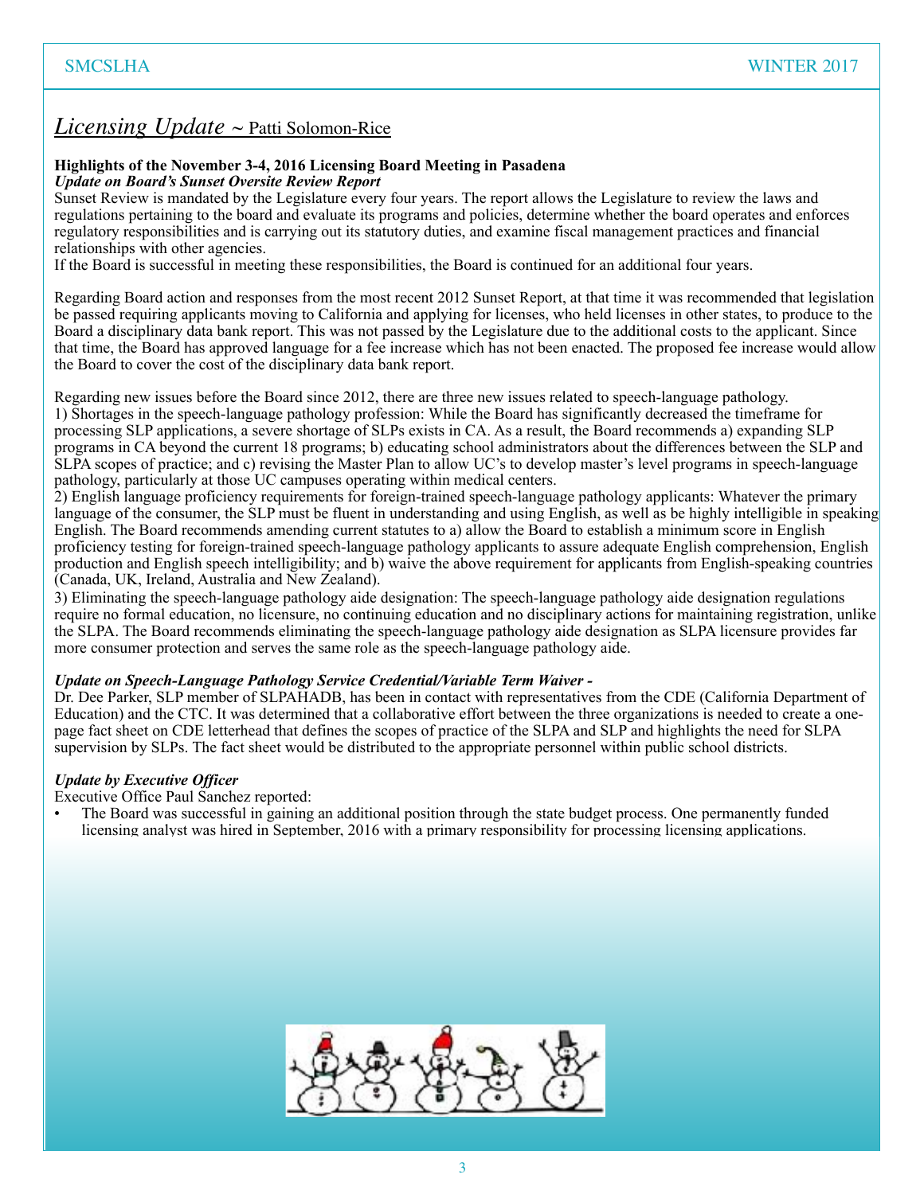# *Licensing Update* ~ Patti Solomon-Rice

**Highlights of the November 3-4, 2016 Licensing Board Meeting in Pasadena**

***Update on Board's Sunset Oversite Review Report***

Sunset Review is mandated by the Legislature every four years. The report allows the Legislature to review the laws and regulations pertaining to the board and evaluate its programs and policies, determine whether the board operates and enforces regulatory responsibilities and is carrying out its statutory duties, and examine fiscal management practices and financial relationships with other agencies.

If the Board is successful in meeting these responsibilities, the Board is continued for an additional four years.

Regarding Board action and responses from the most recent 2012 Sunset Report, at that time it was recommended that legislation be passed requiring applicants moving to California and applying for licenses, who held licenses in other states, to produce to the Board a disciplinary data bank report. This was not passed by the Legislature due to the additional costs to the applicant. Since that time, the Board has approved language for a fee increase which has not been enacted. The proposed fee increase would allow the Board to cover the cost of the disciplinary data bank report.

Regarding new issues before the Board since 2012, there are three new issues related to speech-language pathology.

1) Shortages in the speech-language pathology profession: While the Board has significantly decreased the timeframe for processing SLP applications, a severe shortage of SLPs exists in CA. As a result, the Board recommends a) expanding SLP programs in CA beyond the current 18 programs; b) educating school administrators about the differences between the SLP and SLPA scopes of practice; and c) revising the Master Plan to allow UC's to develop master's level programs in speech-language pathology, particularly at those UC campuses operating within medical centers.

2) English language proficiency requirements for foreign-trained speech-language pathology applicants: Whatever the primary language of the consumer, the SLP must be fluent in understanding and using English, as well as be highly intelligible in speaking English. The Board recommends amending current statutes to a) allow the Board to establish a minimum score in English proficiency testing for foreign-trained speech-language pathology applicants to assure adequate English comprehension, English production and English speech intelligibility; and b) waive the above requirement for applicants from English-speaking countries (Canada, UK, Ireland, Australia and New Zealand).

3) Eliminating the speech-language pathology aide designation: The speech-language pathology aide designation regulations require no formal education, no licensure, no continuing education and no disciplinary actions for maintaining registration, unlike the SLPA. The Board recommends eliminating the speech-language pathology aide designation as SLPA licensure provides far more consumer protection and serves the same role as the speech-language pathology aide.

***Update on Speech-Language Pathology Service Credential/Variable Term Waiver -***

Dr. Dee Parker, SLP member of SLPAHADB, has been in contact with representatives from the CDE (California Department of Education) and the CTC. It was determined that a collaborative effort between the three organizations is needed to create a one-page fact sheet on CDE letterhead that defines the scopes of practice of the SLPA and SLP and highlights the need for SLPA supervision by SLPs. The fact sheet would be distributed to the appropriate personnel within public school districts.

***Update by Executive Officer***

Executive Office Paul Sanchez reported:

- The Board was successful in gaining an additional position through the state budget process. One permanently funded licensing analyst was hired in September, 2016 with a primary responsibility for processing licensing applications.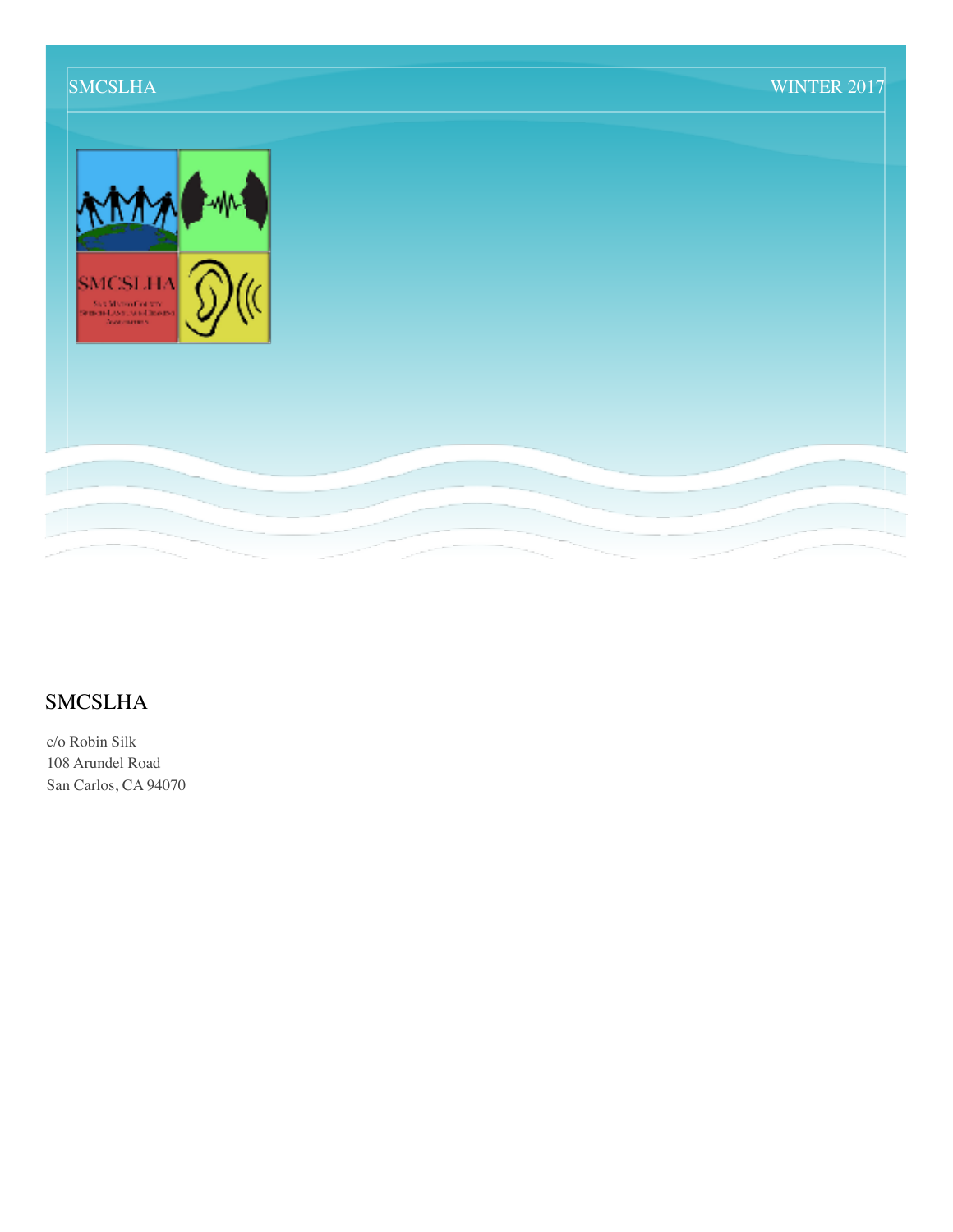## SMCSLHA

c/o Robin Silk
108 Arundel Road
San Carlos, CA 94070